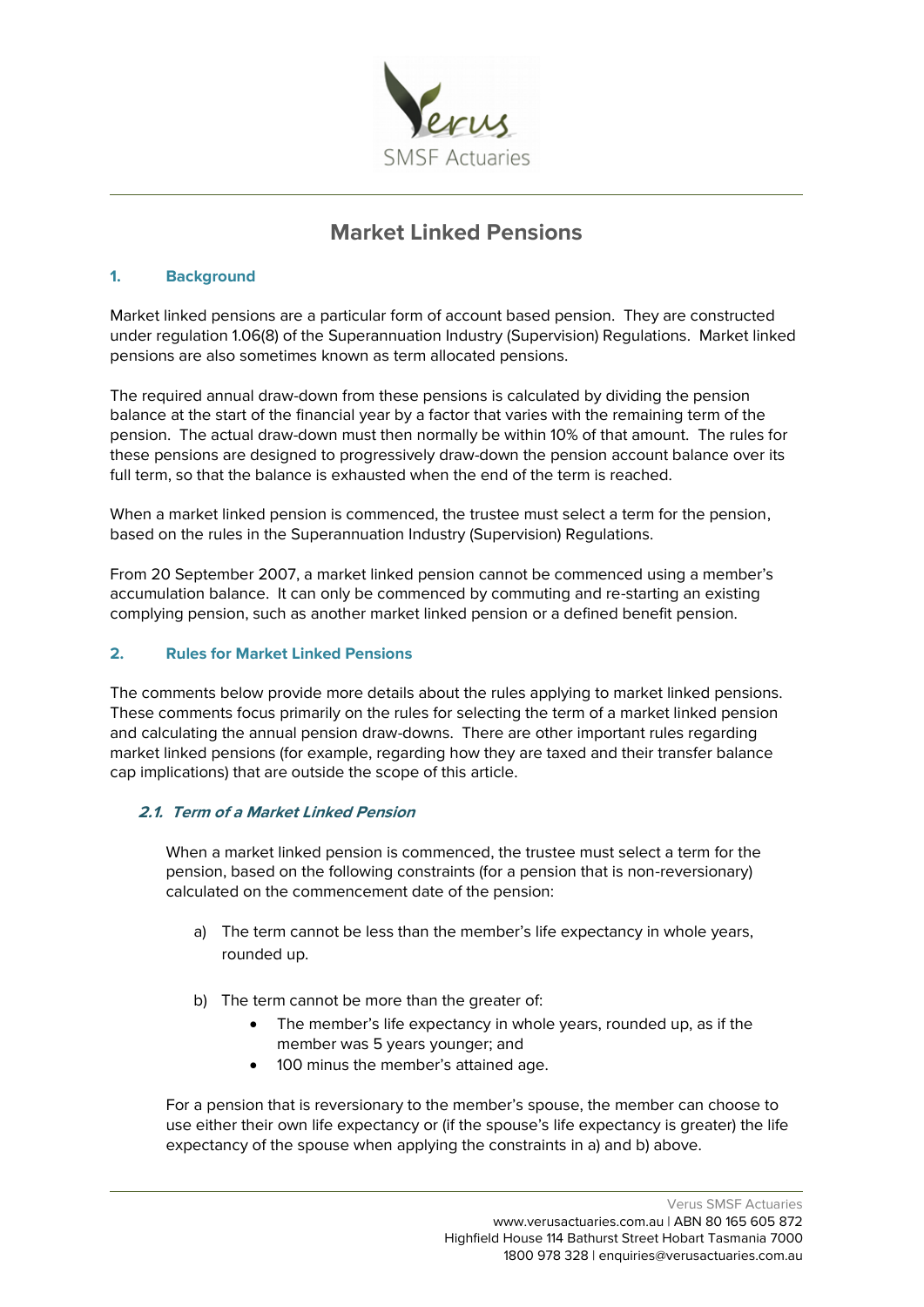# Market Linked Pensions

## 1. Background

Market linked pensions are a particular form of account based pension. They are constructed under regulation 1.06(8) of the Superannuation Industry (Supervision) Regulations. Market linked pensions are also sometimes known as term allocated pensions.

The required annual draw-down from these pensions is calculated by dividing the pension balance at the start of the financial year by a factor that varies with the remaining term of the pension. The actual draw-down must then normally be within 10% of that amount. The rules for these pensions are designed to progressively draw-down the pension account balance over its full term, so that the balance is exhausted when the end of the term is reached.

When a market linked pension is commenced, the trustee must select a term for the pension, based on the rules in the Superannuation Industry (Supervision) Regulations.

From 20 September 2007, a market linked pension cannot be commenced using a member's accumulation balance. It can only be commenced by commuting and re-starting an existing complying pension, such as another market linked pension or a defined benefit pension.

## 2. Rules for Market Linked Pensions

The comments below provide more details about the rules applying to market linked pensions. These comments focus primarily on the rules for selecting the term of a market linked pension and calculating the annual pension draw-downs. There are other important rules regarding market linked pensions (for example, regarding how they are taxed and their transfer balance cap implications) that are outside the scope of this article.

### *2.1. Term of a Market Linked Pension*

When a market linked pension is commenced, the trustee must select a term for the pension, based on the following constraints (for a pension that is non-reversionary) calculated on the commencement date of the pension:

a) The term cannot be less than the member's life expectancy in whole years, rounded up.

b) The term cannot be more than the greater of:
   - The member's life expectancy in whole years, rounded up, as if the member was 5 years younger; and
   - 100 minus the member's attained age.

For a pension that is reversionary to the member's spouse, the member can choose to use either their own life expectancy or (if the spouse's life expectancy is greater) the life expectancy of the spouse when applying the constraints in a) and b) above.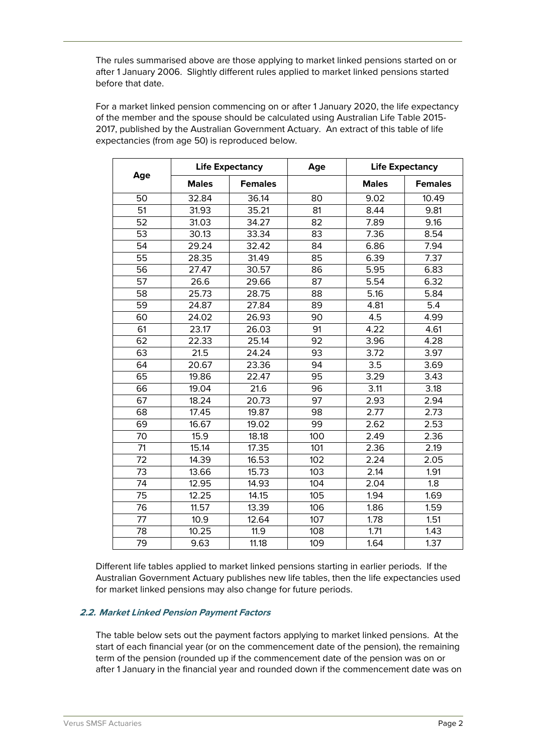The rules summarised above are those applying to market linked pensions started on or after 1 January 2006. Slightly different rules applied to market linked pensions started before that date.

For a market linked pension commencing on or after 1 January 2020, the life expectancy of the member and the spouse should be calculated using Australian Life Table 2015-2017, published by the Australian Government Actuary. An extract of this table of life expectancies (from age 50) is reproduced below.

| Age | Life Expectancy | | Age | Life Expectancy | |
|---|---|---|---|---|---|
| | **Males** | **Females** | | **Males** | **Females** |
| 50 | 32.84 | 36.14 | 80 | 9.02 | 10.49 |
| 51 | 31.93 | 35.21 | 81 | 8.44 | 9.81 |
| 52 | 31.03 | 34.27 | 82 | 7.89 | 9.16 |
| 53 | 30.13 | 33.34 | 83 | 7.36 | 8.54 |
| 54 | 29.24 | 32.42 | 84 | 6.86 | 7.94 |
| 55 | 28.35 | 31.49 | 85 | 6.39 | 7.37 |
| 56 | 27.47 | 30.57 | 86 | 5.95 | 6.83 |
| 57 | 26.6 | 29.66 | 87 | 5.54 | 6.32 |
| 58 | 25.73 | 28.75 | 88 | 5.16 | 5.84 |
| 59 | 24.87 | 27.84 | 89 | 4.81 | 5.4 |
| 60 | 24.02 | 26.93 | 90 | 4.5 | 4.99 |
| 61 | 23.17 | 26.03 | 91 | 4.22 | 4.61 |
| 62 | 22.33 | 25.14 | 92 | 3.96 | 4.28 |
| 63 | 21.5 | 24.24 | 93 | 3.72 | 3.97 |
| 64 | 20.67 | 23.36 | 94 | 3.5 | 3.69 |
| 65 | 19.86 | 22.47 | 95 | 3.29 | 3.43 |
| 66 | 19.04 | 21.6 | 96 | 3.11 | 3.18 |
| 67 | 18.24 | 20.73 | 97 | 2.93 | 2.94 |
| 68 | 17.45 | 19.87 | 98 | 2.77 | 2.73 |
| 69 | 16.67 | 19.02 | 99 | 2.62 | 2.53 |
| 70 | 15.9 | 18.18 | 100 | 2.49 | 2.36 |
| 71 | 15.14 | 17.35 | 101 | 2.36 | 2.19 |
| 72 | 14.39 | 16.53 | 102 | 2.24 | 2.05 |
| 73 | 13.66 | 15.73 | 103 | 2.14 | 1.91 |
| 74 | 12.95 | 14.93 | 104 | 2.04 | 1.8 |
| 75 | 12.25 | 14.15 | 105 | 1.94 | 1.69 |
| 76 | 11.57 | 13.39 | 106 | 1.86 | 1.59 |
| 77 | 10.9 | 12.64 | 107 | 1.78 | 1.51 |
| 78 | 10.25 | 11.9 | 108 | 1.71 | 1.43 |
| 79 | 9.63 | 11.18 | 109 | 1.64 | 1.37 |

Different life tables applied to market linked pensions starting in earlier periods. If the Australian Government Actuary publishes new life tables, then the life expectancies used for market linked pensions may also change for future periods.

### 2.2. Market Linked Pension Payment Factors

The table below sets out the payment factors applying to market linked pensions. At the start of each financial year (or on the commencement date of the pension), the remaining term of the pension (rounded up if the commencement date of the pension was on or after 1 January in the financial year and rounded down if the commencement date was on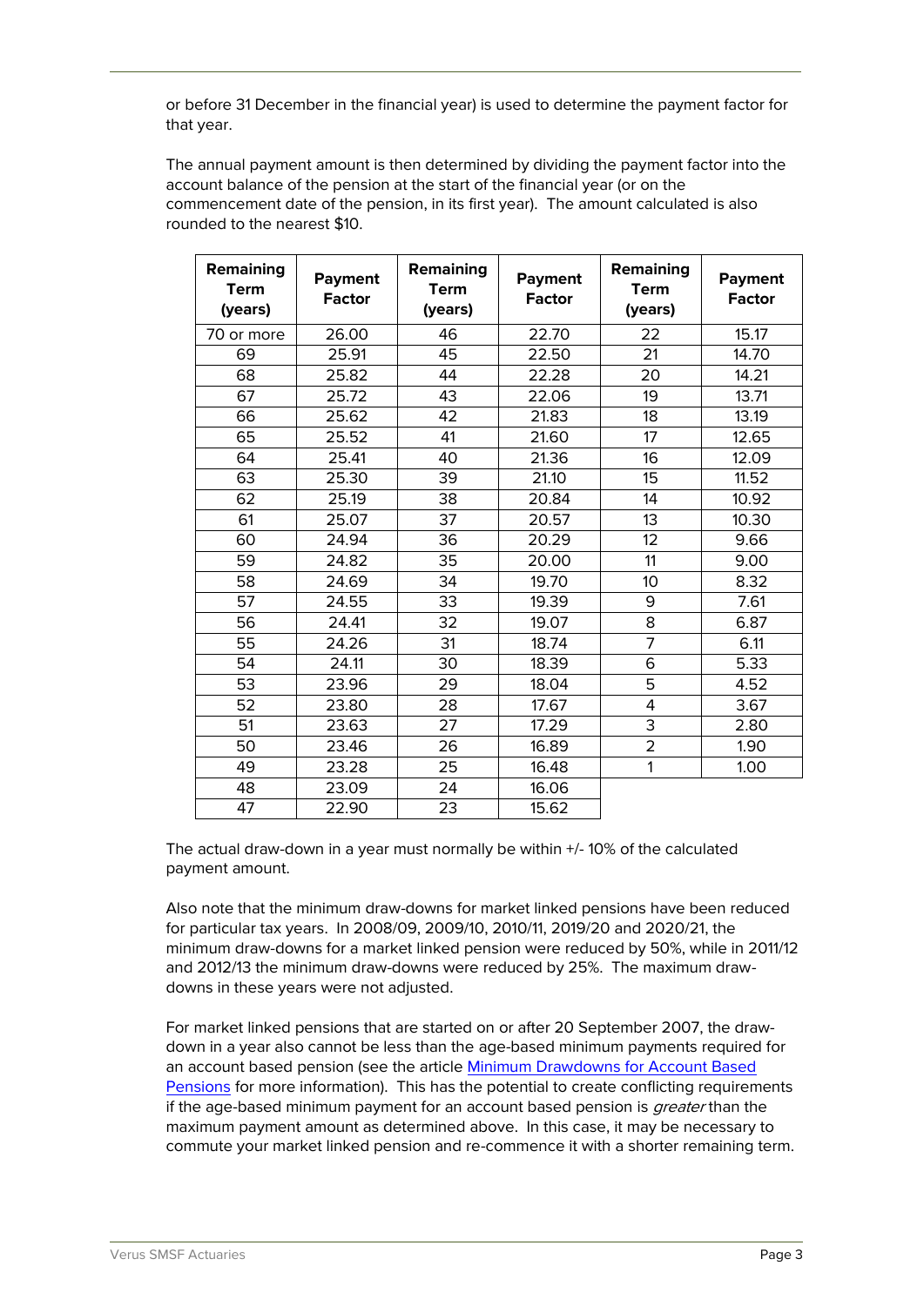or before 31 December in the financial year) is used to determine the payment factor for that year.

The annual payment amount is then determined by dividing the payment factor into the account balance of the pension at the start of the financial year (or on the commencement date of the pension, in its first year). The amount calculated is also rounded to the nearest $10.

| Remaining Term (years) | Payment Factor | Remaining Term (years) | Payment Factor | Remaining Term (years) | Payment Factor |
|---|---|---|---|---|---|
| 70 or more | 26.00 | 46 | 22.70 | 22 | 15.17 |
| 69 | 25.91 | 45 | 22.50 | 21 | 14.70 |
| 68 | 25.82 | 44 | 22.28 | 20 | 14.21 |
| 67 | 25.72 | 43 | 22.06 | 19 | 13.71 |
| 66 | 25.62 | 42 | 21.83 | 18 | 13.19 |
| 65 | 25.52 | 41 | 21.60 | 17 | 12.65 |
| 64 | 25.41 | 40 | 21.36 | 16 | 12.09 |
| 63 | 25.30 | 39 | 21.10 | 15 | 11.52 |
| 62 | 25.19 | 38 | 20.84 | 14 | 10.92 |
| 61 | 25.07 | 37 | 20.57 | 13 | 10.30 |
| 60 | 24.94 | 36 | 20.29 | 12 | 9.66 |
| 59 | 24.82 | 35 | 20.00 | 11 | 9.00 |
| 58 | 24.69 | 34 | 19.70 | 10 | 8.32 |
| 57 | 24.55 | 33 | 19.39 | 9 | 7.61 |
| 56 | 24.41 | 32 | 19.07 | 8 | 6.87 |
| 55 | 24.26 | 31 | 18.74 | 7 | 6.11 |
| 54 | 24.11 | 30 | 18.39 | 6 | 5.33 |
| 53 | 23.96 | 29 | 18.04 | 5 | 4.52 |
| 52 | 23.80 | 28 | 17.67 | 4 | 3.67 |
| 51 | 23.63 | 27 | 17.29 | 3 | 2.80 |
| 50 | 23.46 | 26 | 16.89 | 2 | 1.90 |
| 49 | 23.28 | 25 | 16.48 | 1 | 1.00 |
| 48 | 23.09 | 24 | 16.06 | | |
| 47 | 22.90 | 23 | 15.62 | | |

The actual draw-down in a year must normally be within +/- 10% of the calculated payment amount.

Also note that the minimum draw-downs for market linked pensions have been reduced for particular tax years. In 2008/09, 2009/10, 2010/11, 2019/20 and 2020/21, the minimum draw-downs for a market linked pension were reduced by 50%, while in 2011/12 and 2012/13 the minimum draw-downs were reduced by 25%. The maximum draw-downs in these years were not adjusted.

For market linked pensions that are started on or after 20 September 2007, the draw-down in a year also cannot be less than the age-based minimum payments required for an account based pension (see the article [Minimum Drawdowns for Account Based Pensions]() for more information). This has the potential to create conflicting requirements if the age-based minimum payment for an account based pension is *greater* than the maximum payment amount as determined above. In this case, it may be necessary to commute your market linked pension and re-commence it with a shorter remaining term.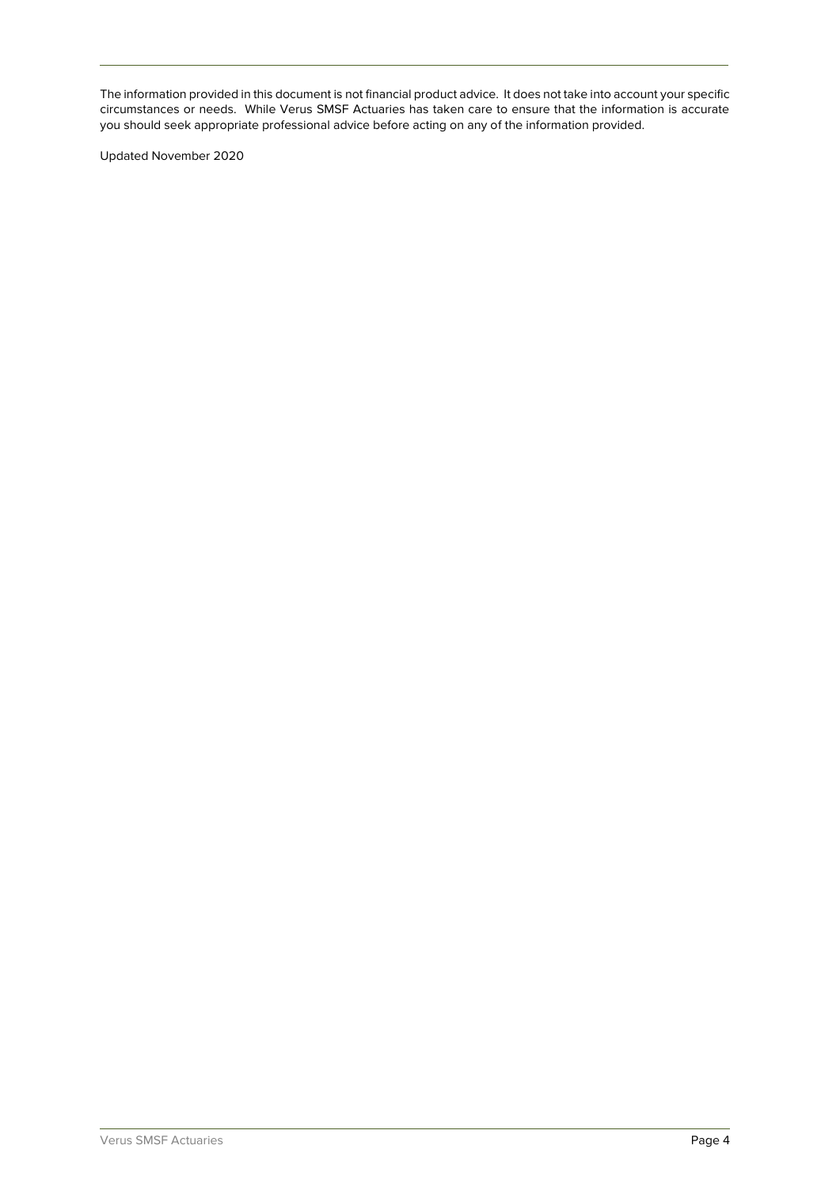The information provided in this document is not financial product advice. It does not take into account your specific circumstances or needs. While Verus SMSF Actuaries has taken care to ensure that the information is accurate you should seek appropriate professional advice before acting on any of the information provided.

Updated November 2020